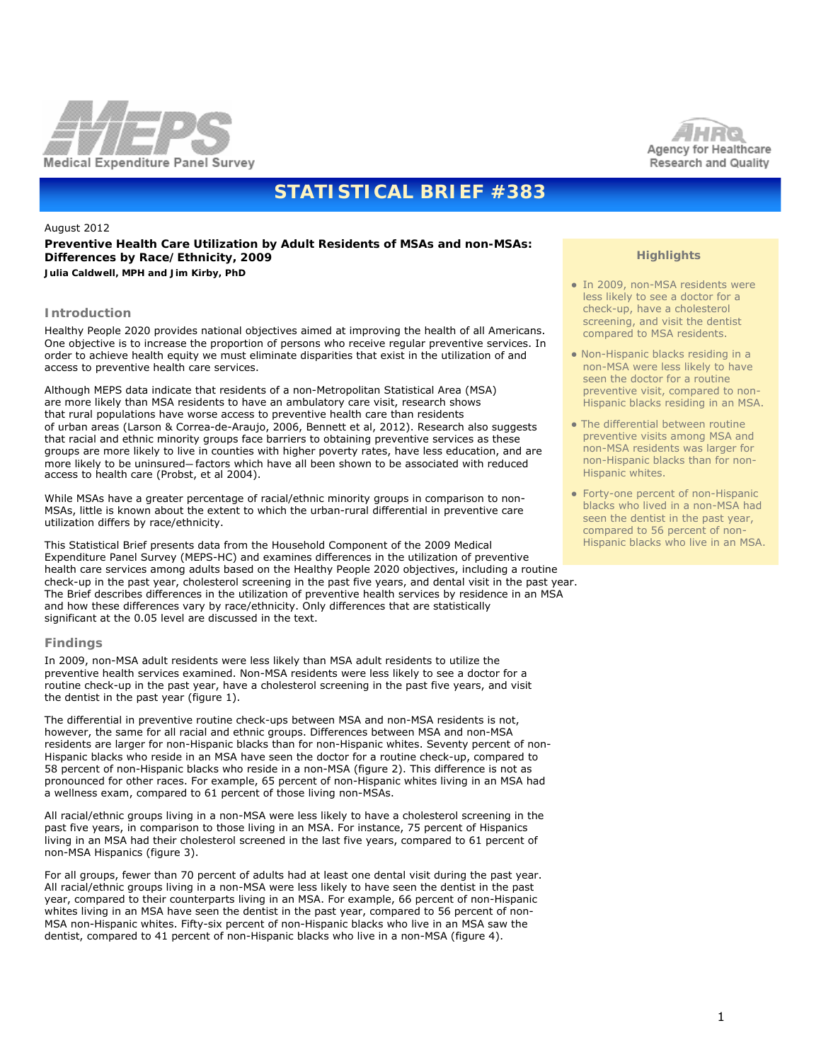# STATISTICAL BRIEF #383

August 2012

**Preventive Health Care Utilization by Adult Residents of MSAs and non-MSAs: Differences by Race/Ethnicity, 2009**

***Julia Caldwell, MPH and Jim Kirby, PhD***

## Highlights

- In 2009, non-MSA residents were less likely to see a doctor for a check-up, have a cholesterol screening, and visit the dentist compared to MSA residents.
- Non-Hispanic blacks residing in a non-MSA were less likely to have seen the doctor for a routine preventive visit, compared to non-Hispanic blacks residing in an MSA.
- The differential between routine preventive visits among MSA and non-MSA residents was larger for non-Hispanic blacks than for non-Hispanic whites.
- Forty-one percent of non-Hispanic blacks who lived in a non-MSA had seen the dentist in the past year, compared to 56 percent of non-Hispanic blacks who live in an MSA.

## Introduction

Healthy People 2020 provides national objectives aimed at improving the health of all Americans. One objective is to increase the proportion of persons who receive regular preventive services. In order to achieve health equity we must eliminate disparities that exist in the utilization of and access to preventive health care services.

Although MEPS data indicate that residents of a non-Metropolitan Statistical Area (MSA) are more likely than MSA residents to have an ambulatory care visit, research shows that rural populations have worse access to preventive health care than residents of urban areas (Larson & Correa-de-Araujo, 2006, Bennett et al, 2012). Research also suggests that racial and ethnic minority groups face barriers to obtaining preventive services as these groups are more likely to live in counties with higher poverty rates, have less education, and are more likely to be uninsured—factors which have all been shown to be associated with reduced access to health care (Probst, et al 2004).

While MSAs have a greater percentage of racial/ethnic minority groups in comparison to non-MSAs, little is known about the extent to which the urban-rural differential in preventive care utilization differs by race/ethnicity.

This Statistical Brief presents data from the Household Component of the 2009 Medical Expenditure Panel Survey (MEPS-HC) and examines differences in the utilization of preventive health care services among adults based on the Healthy People 2020 objectives, including a routine check-up in the past year, cholesterol screening in the past five years, and dental visit in the past year. The Brief describes differences in the utilization of preventive health services by residence in an MSA and how these differences vary by race/ethnicity. Only differences that are statistically significant at the 0.05 level are discussed in the text.

## Findings

In 2009, non-MSA adult residents were less likely than MSA adult residents to utilize the preventive health services examined. Non-MSA residents were less likely to see a doctor for a routine check-up in the past year, have a cholesterol screening in the past five years, and visit the dentist in the past year (figure 1).

The differential in preventive routine check-ups between MSA and non-MSA residents is not, however, the same for all racial and ethnic groups. Differences between MSA and non-MSA residents are larger for non-Hispanic blacks than for non-Hispanic whites. Seventy percent of non-Hispanic blacks who reside in an MSA have seen the doctor for a routine check-up, compared to 58 percent of non-Hispanic blacks who reside in a non-MSA (figure 2). This difference is not as pronounced for other races. For example, 65 percent of non-Hispanic whites living in an MSA had a wellness exam, compared to 61 percent of those living non-MSAs.

All racial/ethnic groups living in a non-MSA were less likely to have a cholesterol screening in the past five years, in comparison to those living in an MSA. For instance, 75 percent of Hispanics living in an MSA had their cholesterol screened in the last five years, compared to 61 percent of non-MSA Hispanics (figure 3).

For all groups, fewer than 70 percent of adults had at least one dental visit during the past year. All racial/ethnic groups living in a non-MSA were less likely to have seen the dentist in the past year, compared to their counterparts living in an MSA. For example, 66 percent of non-Hispanic whites living in an MSA have seen the dentist in the past year, compared to 56 percent of non-MSA non-Hispanic whites. Fifty-six percent of non-Hispanic blacks who live in an MSA saw the dentist, compared to 41 percent of non-Hispanic blacks who live in a non-MSA (figure 4).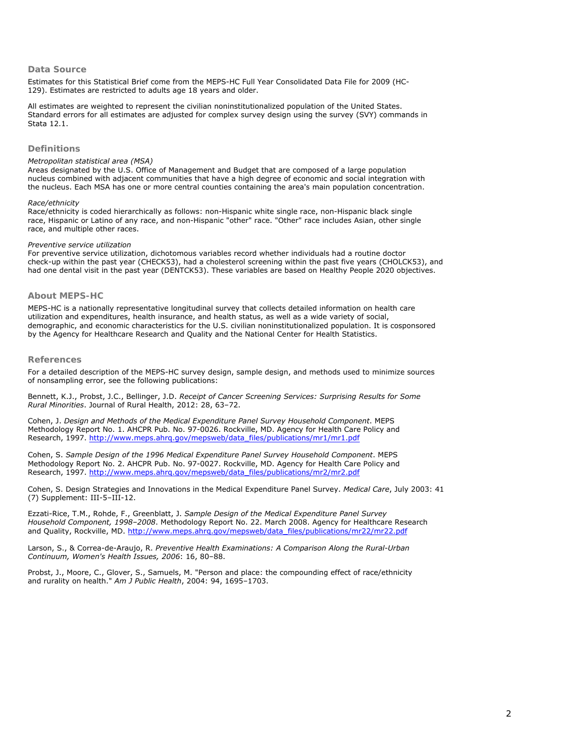## Data Source

Estimates for this Statistical Brief come from the MEPS-HC Full Year Consolidated Data File for 2009 (HC-129). Estimates are restricted to adults age 18 years and older.

All estimates are weighted to represent the civilian noninstitutionalized population of the United States. Standard errors for all estimates are adjusted for complex survey design using the survey (SVY) commands in Stata 12.1.

## Definitions

*Metropolitan statistical area (MSA)*
Areas designated by the U.S. Office of Management and Budget that are composed of a large population nucleus combined with adjacent communities that have a high degree of economic and social integration with the nucleus. Each MSA has one or more central counties containing the area's main population concentration.

*Race/ethnicity*
Race/ethnicity is coded hierarchically as follows: non-Hispanic white single race, non-Hispanic black single race, Hispanic or Latino of any race, and non-Hispanic "other" race. "Other" race includes Asian, other single race, and multiple other races.

*Preventive service utilization*
For preventive service utilization, dichotomous variables record whether individuals had a routine doctor check-up within the past year (CHECK53), had a cholesterol screening within the past five years (CHOLCK53), and had one dental visit in the past year (DENTCK53). These variables are based on Healthy People 2020 objectives.

## About MEPS-HC

MEPS-HC is a nationally representative longitudinal survey that collects detailed information on health care utilization and expenditures, health insurance, and health status, as well as a wide variety of social, demographic, and economic characteristics for the U.S. civilian noninstitutionalized population. It is cosponsored by the Agency for Healthcare Research and Quality and the National Center for Health Statistics.

## References

For a detailed description of the MEPS-HC survey design, sample design, and methods used to minimize sources of nonsampling error, see the following publications:

Bennett, K.J., Probst, J.C., Bellinger, J.D. *Receipt of Cancer Screening Services: Surprising Results for Some Rural Minorities*. Journal of Rural Health, 2012: 28, 63–72.

Cohen, J. *Design and Methods of the Medical Expenditure Panel Survey Household Component*. MEPS Methodology Report No. 1. AHCPR Pub. No. 97-0026. Rockville, MD. Agency for Health Care Policy and Research, 1997. http://www.meps.ahrq.gov/mepsweb/data_files/publications/mr1/mr1.pdf

Cohen, S. *Sample Design of the 1996 Medical Expenditure Panel Survey Household Component*. MEPS Methodology Report No. 2. AHCPR Pub. No. 97-0027. Rockville, MD. Agency for Health Care Policy and Research, 1997. http://www.meps.ahrq.gov/mepsweb/data_files/publications/mr2/mr2.pdf

Cohen, S. Design Strategies and Innovations in the Medical Expenditure Panel Survey. *Medical Care*, July 2003: 41 (7) Supplement: III-5–III-12.

Ezzati-Rice, T.M., Rohde, F., Greenblatt, J. *Sample Design of the Medical Expenditure Panel Survey Household Component, 1998–2008*. Methodology Report No. 22. March 2008. Agency for Healthcare Research and Quality, Rockville, MD. http://www.meps.ahrq.gov/mepsweb/data_files/publications/mr22/mr22.pdf

Larson, S., & Correa-de-Araujo, R. *Preventive Health Examinations: A Comparison Along the Rural-Urban Continuum, Women's Health Issues, 2006*: 16, 80–88.

Probst, J., Moore, C., Glover, S., Samuels, M. "Person and place: the compounding effect of race/ethnicity and rurality on health." *Am J Public Health*, 2004: 94, 1695–1703.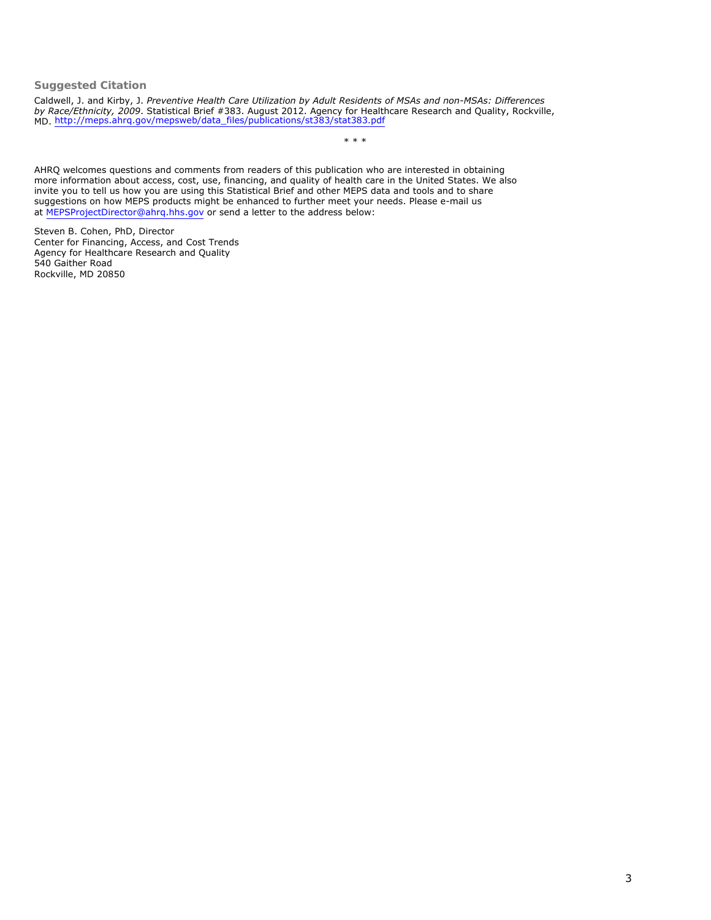### Suggested Citation

Caldwell, J. and Kirby, J. *Preventive Health Care Utilization by Adult Residents of MSAs and non-MSAs: Differences by Race/Ethnicity, 2009*. Statistical Brief #383. August 2012. Agency for Healthcare Research and Quality, Rockville, MD. http://meps.ahrq.gov/mepsweb/data_files/publications/st383/stat383.pdf

\* \* \*

AHRQ welcomes questions and comments from readers of this publication who are interested in obtaining more information about access, cost, use, financing, and quality of health care in the United States. We also invite you to tell us how you are using this Statistical Brief and other MEPS data and tools and to share suggestions on how MEPS products might be enhanced to further meet your needs. Please e-mail us at MEPSProjectDirector@ahrq.hhs.gov or send a letter to the address below:

Steven B. Cohen, PhD, Director
Center for Financing, Access, and Cost Trends
Agency for Healthcare Research and Quality
540 Gaither Road
Rockville, MD 20850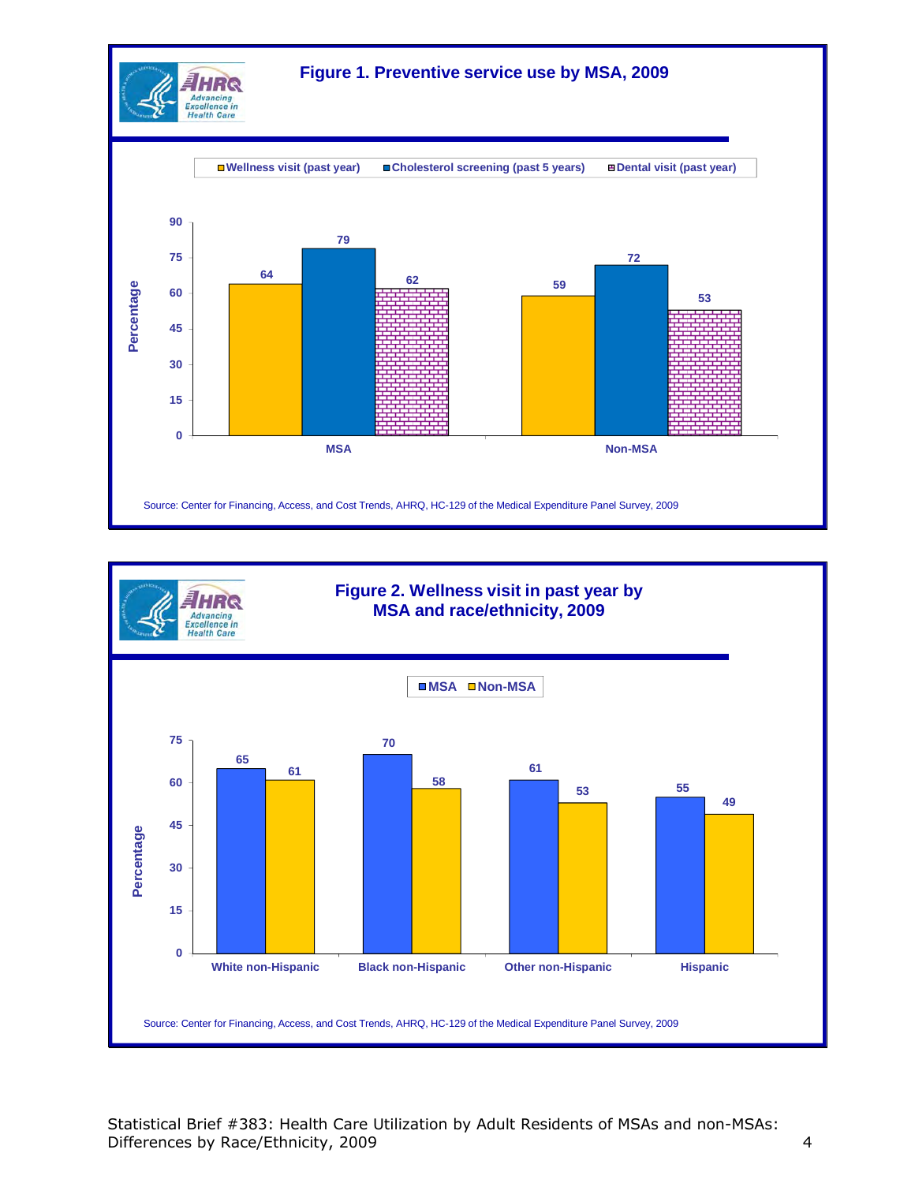## Figure 1. Preventive service use by MSA, 2009

| | Wellness visit (past year) | Cholesterol screening (past 5 years) | Dental visit (past year) |
|---|---|---|---|
| MSA | 64 | 79 | 62 |
| Non-MSA | 59 | 72 | 53 |

Percentage

Source: Center for Financing, Access, and Cost Trends, AHRQ, HC-129 of the Medical Expenditure Panel Survey, 2009

## Figure 2. Wellness visit in past year by MSA and race/ethnicity, 2009

| | MSA | Non-MSA |
|---|---|---|
| White non-Hispanic | 65 | 61 |
| Black non-Hispanic | 70 | 58 |
| Other non-Hispanic | 61 | 53 |
| Hispanic | 55 | 49 |

Percentage

Source: Center for Financing, Access, and Cost Trends, AHRQ, HC-129 of the Medical Expenditure Panel Survey, 2009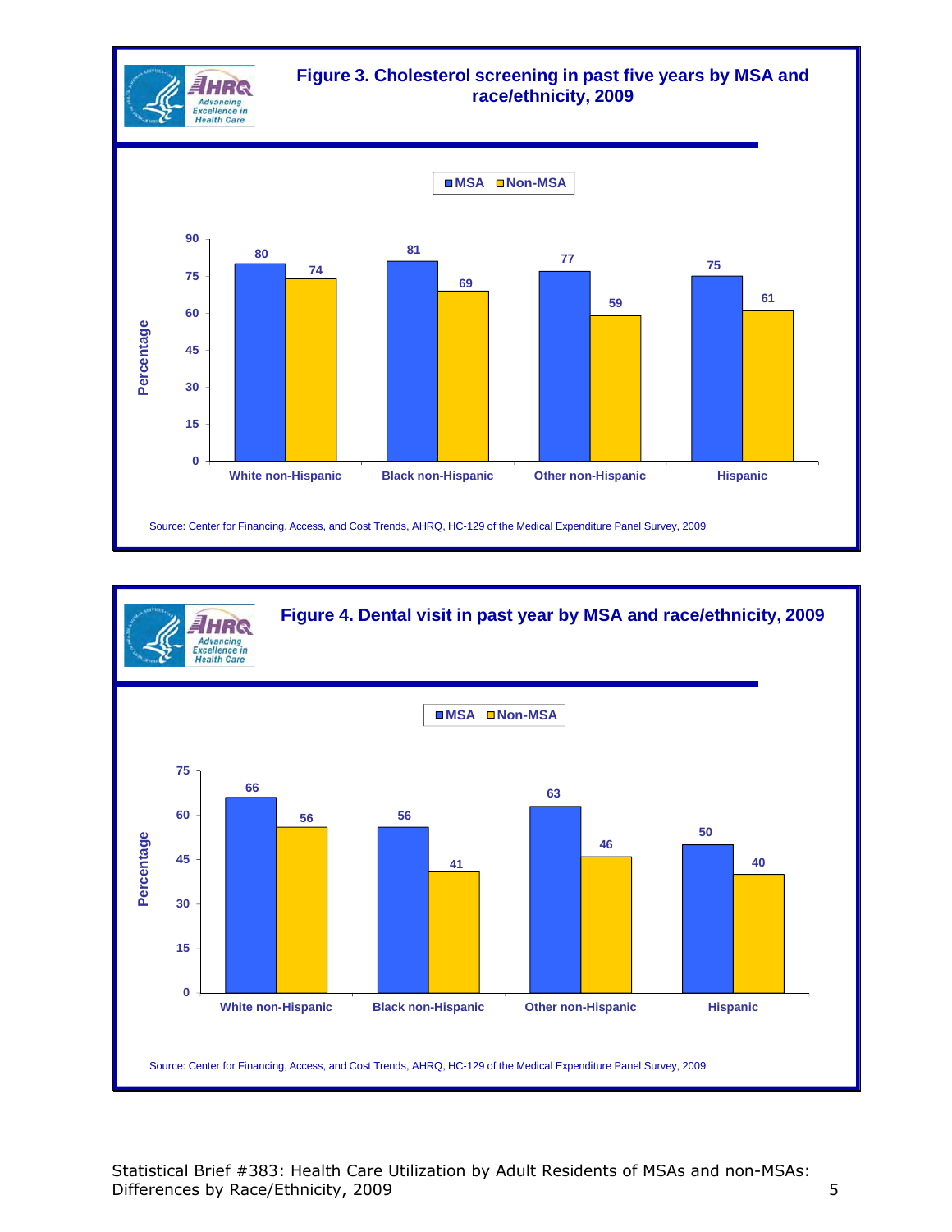**Figure 3. Cholesterol screening in past five years by MSA and race/ethnicity, 2009**

MSA Non-MSA

Percentage

90
75
60
45
30
15
0

80 74
81 69
77 59
75 61

White non-Hispanic
Black non-Hispanic
Other non-Hispanic
Hispanic

Source: Center for Financing, Access, and Cost Trends, AHRQ, HC-129 of the Medical Expenditure Panel Survey, 2009

**Figure 4. Dental visit in past year by MSA and race/ethnicity, 2009**

MSA Non-MSA

Percentage

75
60
45
30
15
0

66 56
56 41
63 46
50 40

White non-Hispanic
Black non-Hispanic
Other non-Hispanic
Hispanic

Source: Center for Financing, Access, and Cost Trends, AHRQ, HC-129 of the Medical Expenditure Panel Survey, 2009